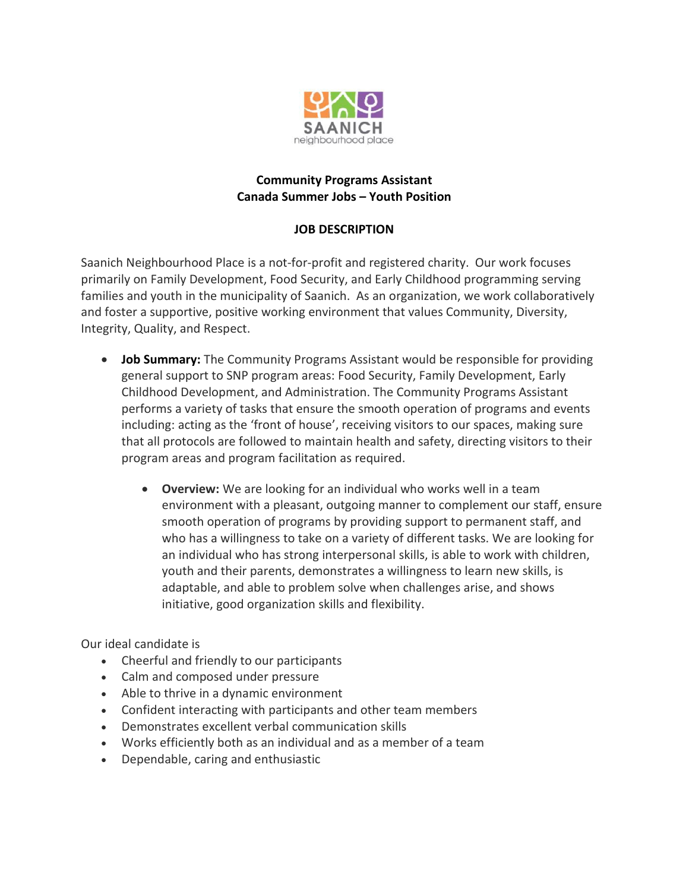SAANICH
neighbourhood place

**Community Programs Assistant**
**Canada Summer Jobs – Youth Position**

**JOB DESCRIPTION**

Saanich Neighbourhood Place is a not-for-profit and registered charity. Our work focuses primarily on Family Development, Food Security, and Early Childhood programming serving families and youth in the municipality of Saanich. As an organization, we work collaboratively and foster a supportive, positive working environment that values Community, Diversity, Integrity, Quality, and Respect.

- **Job Summary:** The Community Programs Assistant would be responsible for providing general support to SNP program areas: Food Security, Family Development, Early Childhood Development, and Administration. The Community Programs Assistant performs a variety of tasks that ensure the smooth operation of programs and events including: acting as the 'front of house', receiving visitors to our spaces, making sure that all protocols are followed to maintain health and safety, directing visitors to their program areas and program facilitation as required.

    - **Overview:** We are looking for an individual who works well in a team environment with a pleasant, outgoing manner to complement our staff, ensure smooth operation of programs by providing support to permanent staff, and who has a willingness to take on a variety of different tasks. We are looking for an individual who has strong interpersonal skills, is able to work with children, youth and their parents, demonstrates a willingness to learn new skills, is adaptable, and able to problem solve when challenges arise, and shows initiative, good organization skills and flexibility.

Our ideal candidate is

- Cheerful and friendly to our participants
- Calm and composed under pressure
- Able to thrive in a dynamic environment
- Confident interacting with participants and other team members
- Demonstrates excellent verbal communication skills
- Works efficiently both as an individual and as a member of a team
- Dependable, caring and enthusiastic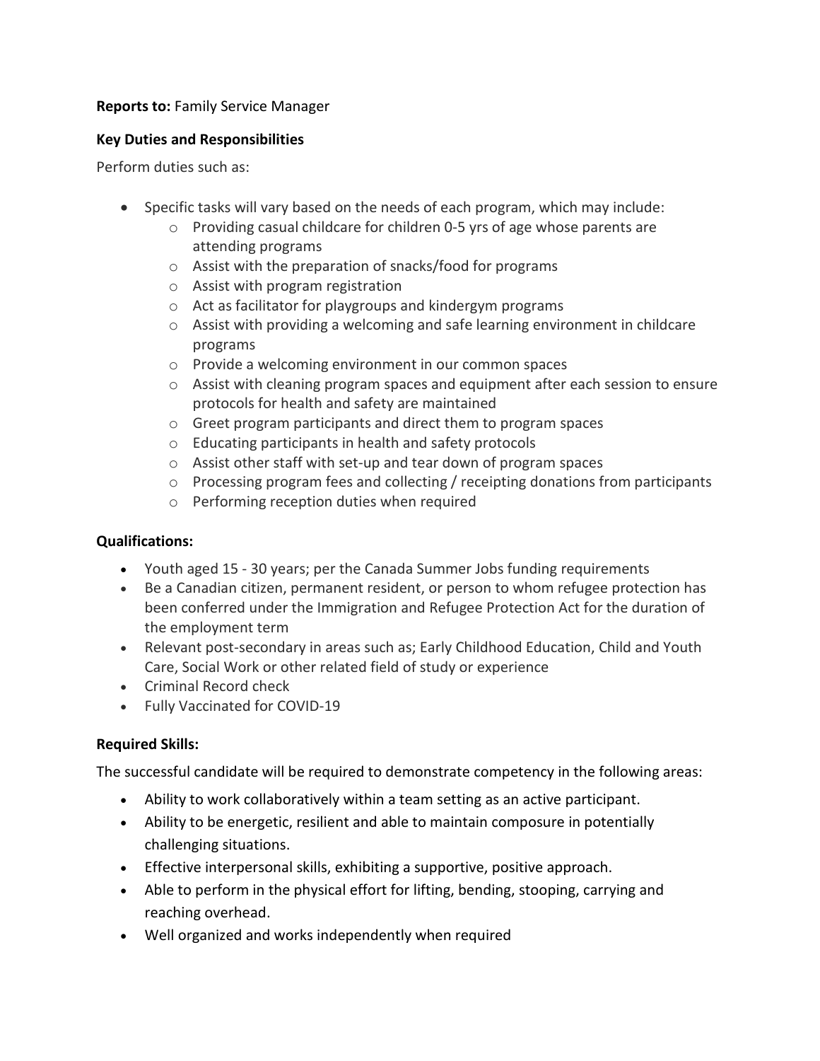**Reports to:** Family Service Manager

**Key Duties and Responsibilities**

Perform duties such as:

- Specific tasks will vary based on the needs of each program, which may include:
  - Providing casual childcare for children 0-5 yrs of age whose parents are attending programs
  - Assist with the preparation of snacks/food for programs
  - Assist with program registration
  - Act as facilitator for playgroups and kindergym programs
  - Assist with providing a welcoming and safe learning environment in childcare programs
  - Provide a welcoming environment in our common spaces
  - Assist with cleaning program spaces and equipment after each session to ensure protocols for health and safety are maintained
  - Greet program participants and direct them to program spaces
  - Educating participants in health and safety protocols
  - Assist other staff with set-up and tear down of program spaces
  - Processing program fees and collecting / receipting donations from participants
  - Performing reception duties when required

**Qualifications:**

- Youth aged 15 - 30 years; per the Canada Summer Jobs funding requirements
- Be a Canadian citizen, permanent resident, or person to whom refugee protection has been conferred under the Immigration and Refugee Protection Act for the duration of the employment term
- Relevant post-secondary in areas such as; Early Childhood Education, Child and Youth Care, Social Work or other related field of study or experience
- Criminal Record check
- Fully Vaccinated for COVID-19

**Required Skills:**

The successful candidate will be required to demonstrate competency in the following areas:

- Ability to work collaboratively within a team setting as an active participant.
- Ability to be energetic, resilient and able to maintain composure in potentially challenging situations.
- Effective interpersonal skills, exhibiting a supportive, positive approach.
- Able to perform in the physical effort for lifting, bending, stooping, carrying and reaching overhead.
- Well organized and works independently when required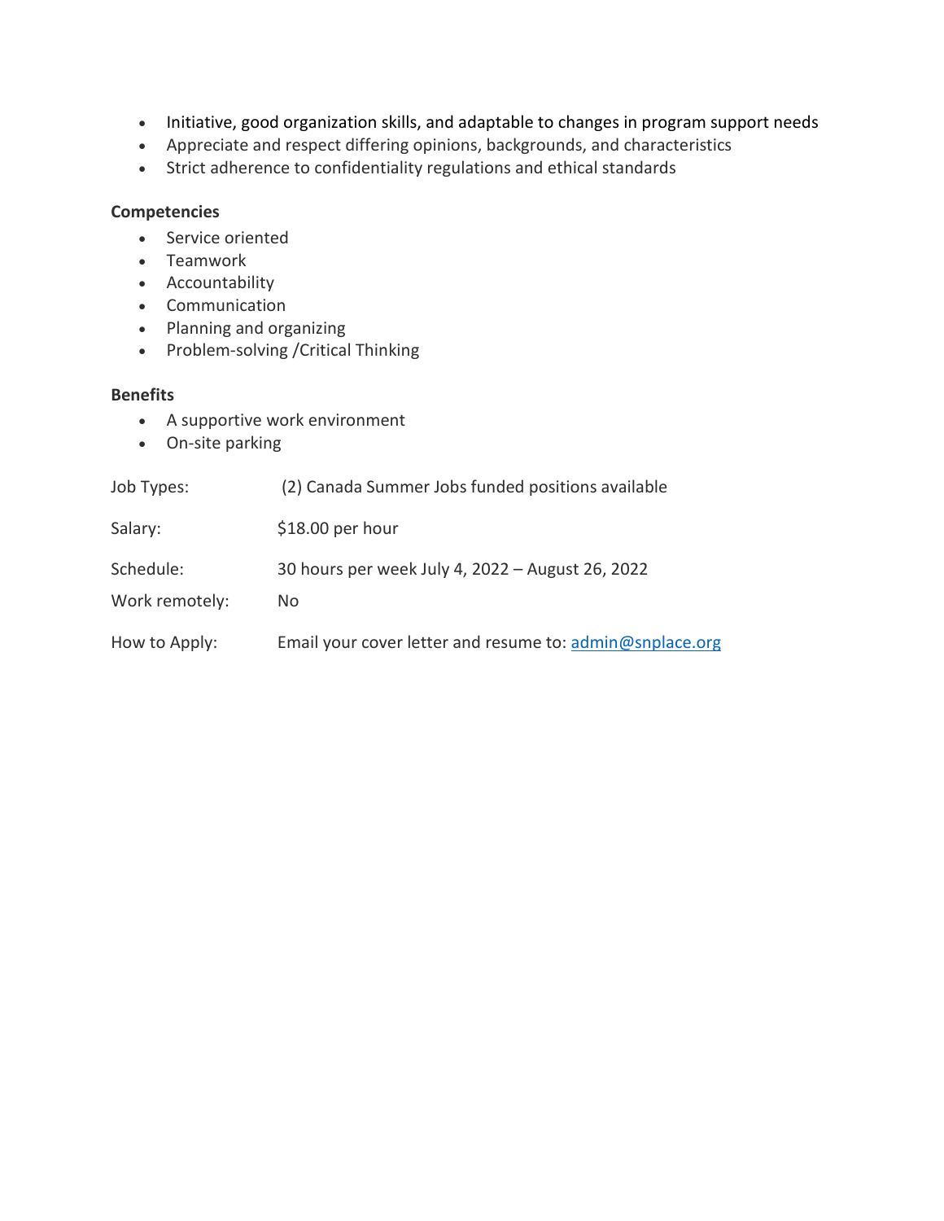- Initiative, good organization skills, and adaptable to changes in program support needs
- Appreciate and respect differing opinions, backgrounds, and characteristics
- Strict adherence to confidentiality regulations and ethical standards

**Competencies**

- Service oriented
- Teamwork
- Accountability
- Communication
- Planning and organizing
- Problem-solving /Critical Thinking

**Benefits**

- A supportive work environment
- On-site parking

| | |
|---|---|
| Job Types: | (2) Canada Summer Jobs funded positions available |
| Salary: | $18.00 per hour |
| Schedule: | 30 hours per week July 4, 2022 – August 26, 2022 |
| Work remotely: | No |
| How to Apply: | Email your cover letter and resume to: admin@snplace.org |